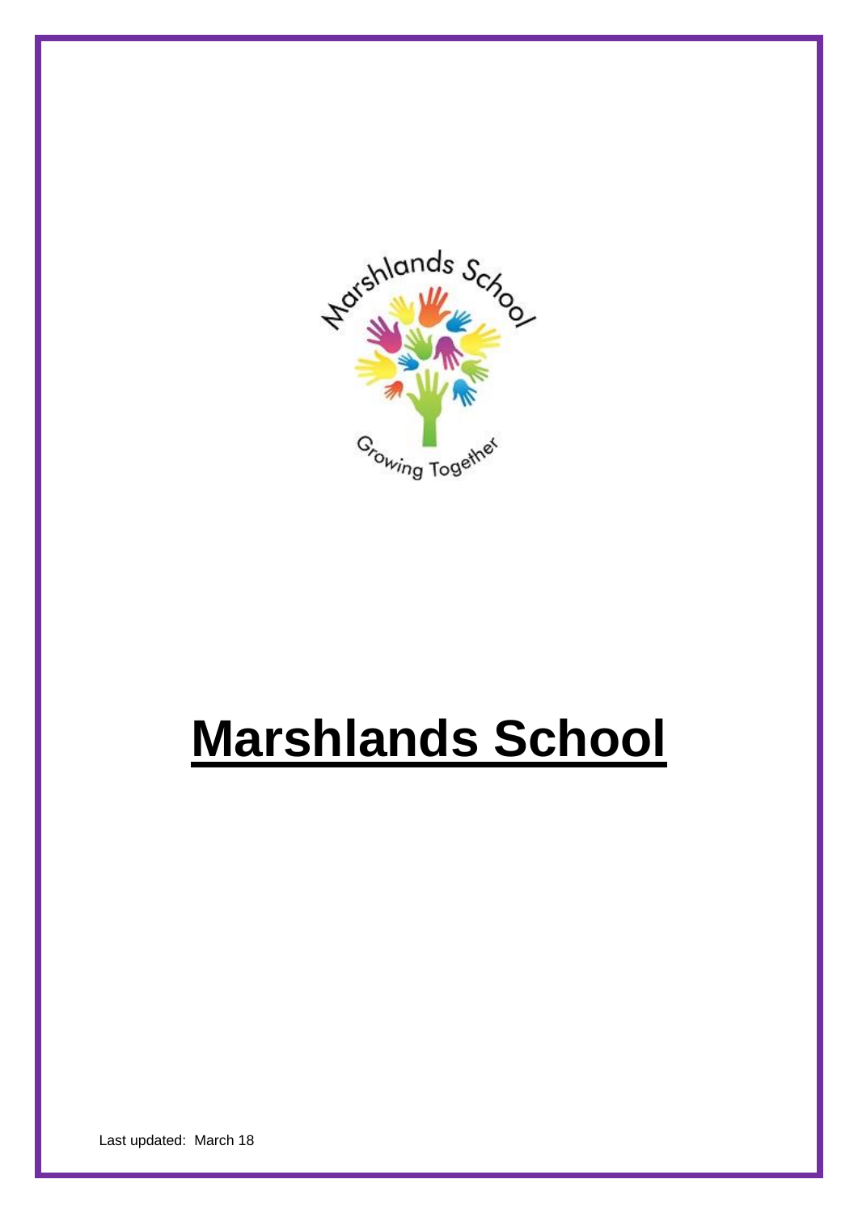# Marshlands School

Last updated: March 18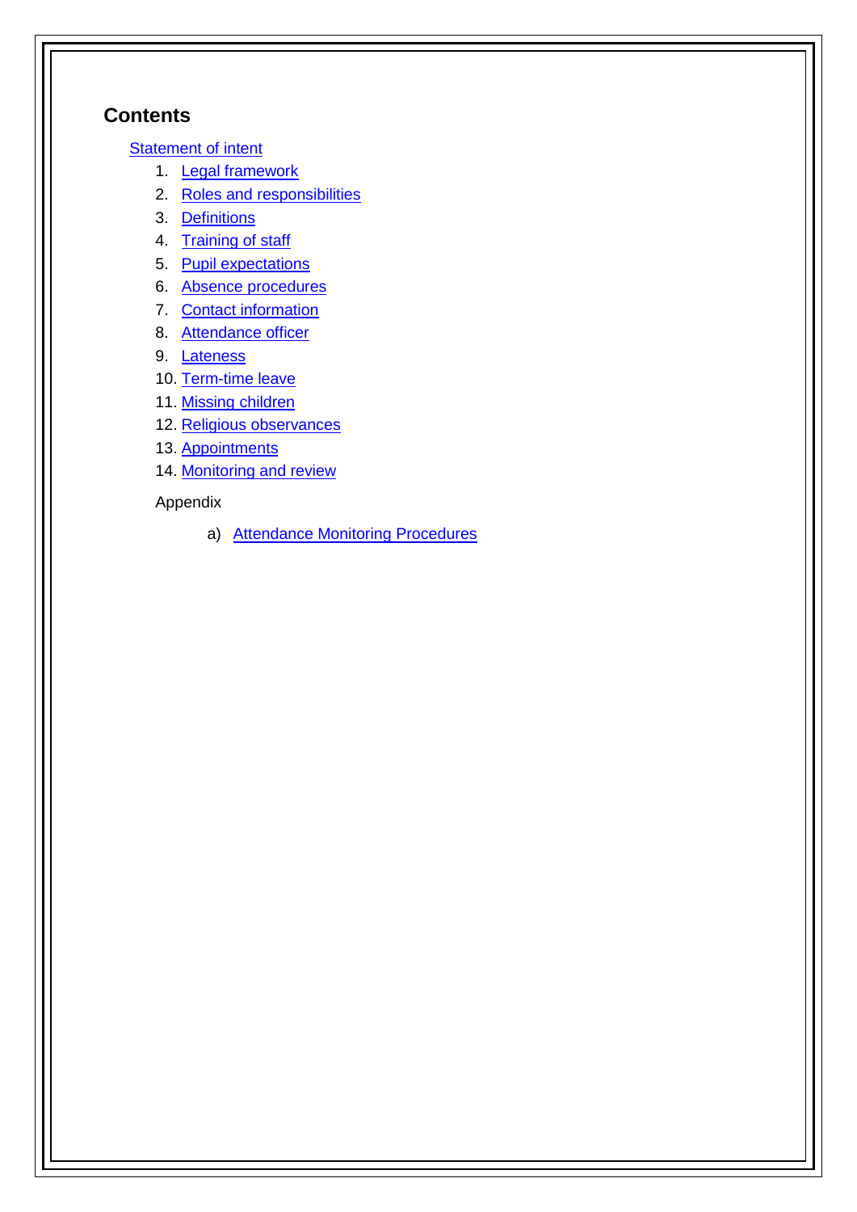## Contents

Statement of intent

1. Legal framework
2. Roles and responsibilities
3. Definitions
4. Training of staff
5. Pupil expectations
6. Absence procedures
7. Contact information
8. Attendance officer
9. Lateness
10. Term-time leave
11. Missing children
12. Religious observances
13. Appointments
14. Monitoring and review

Appendix

a) Attendance Monitoring Procedures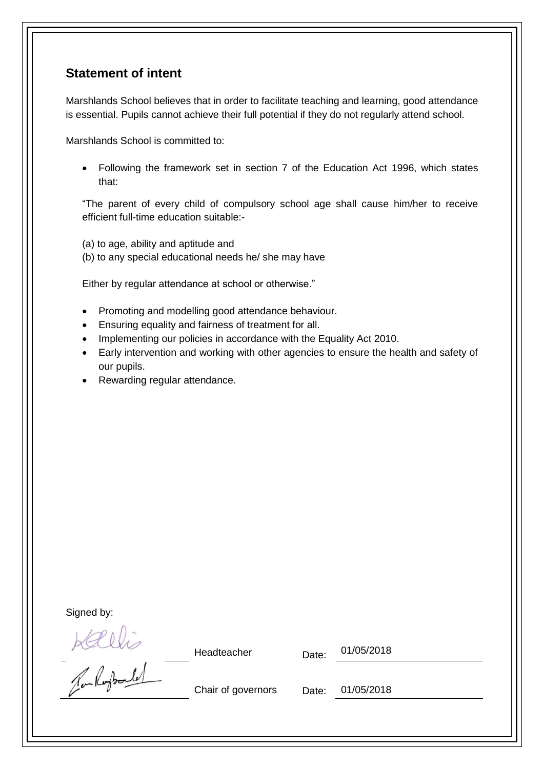## Statement of intent

Marshlands School believes that in order to facilitate teaching and learning, good attendance is essential. Pupils cannot achieve their full potential if they do not regularly attend school.

Marshlands School is committed to:

- Following the framework set in section 7 of the Education Act 1996, which states that:

  "The parent of every child of compulsory school age shall cause him/her to receive efficient full-time education suitable:-

  (a) to age, ability and aptitude and
  (b) to any special educational needs he/ she may have

  Either by regular attendance at school or otherwise."

- Promoting and modelling good attendance behaviour.
- Ensuring equality and fairness of treatment for all.
- Implementing our policies in accordance with the Equality Act 2010.
- Early intervention and working with other agencies to ensure the health and safety of our pupils.
- Rewarding regular attendance.

Signed by:

| | | | |
|---|---|---|---|
| | Headteacher | Date: | 01/05/2018 |
| | Chair of governors | Date: | 01/05/2018 |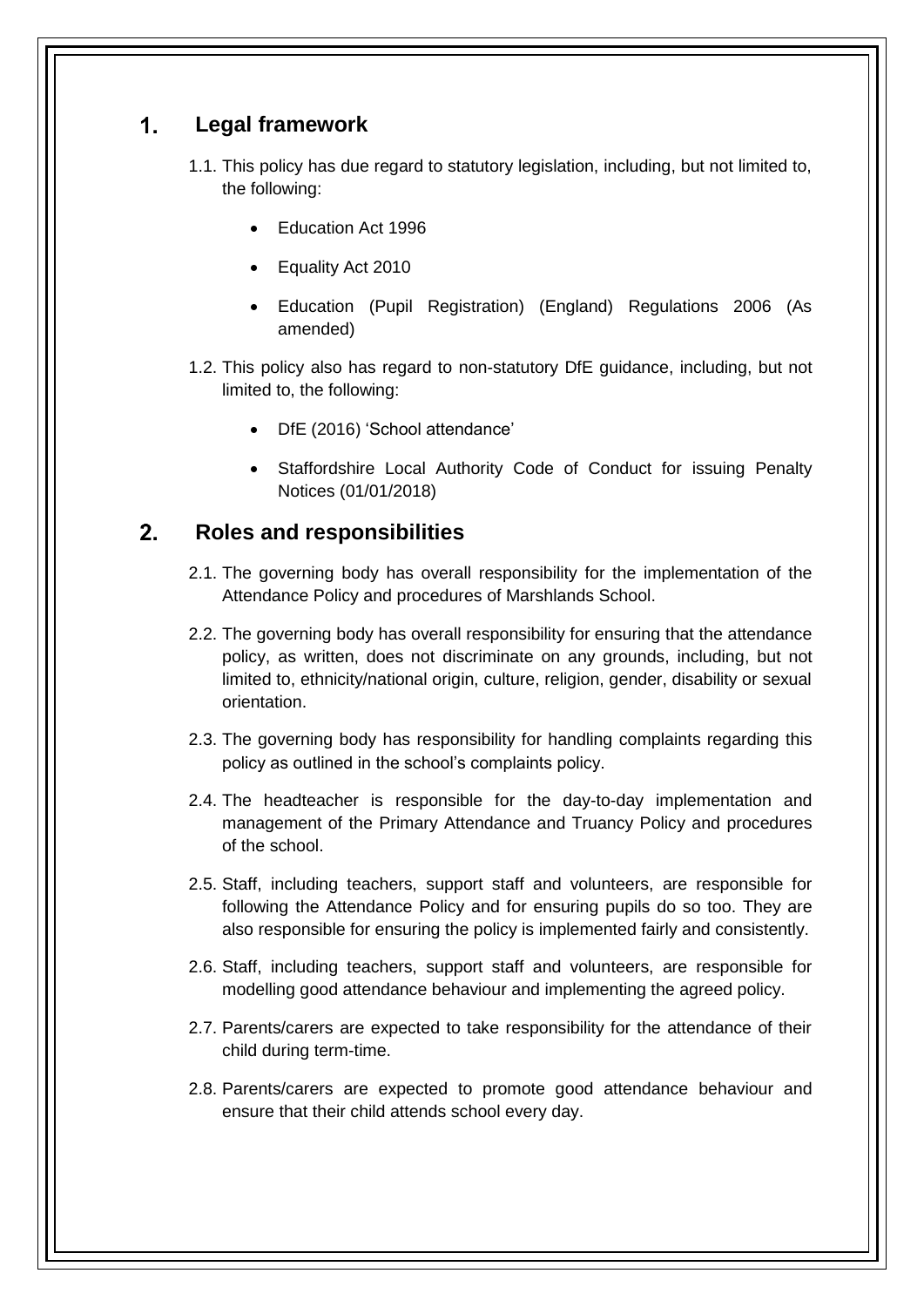## 1. Legal framework

1.1. This policy has due regard to statutory legislation, including, but not limited to, the following:

- Education Act 1996
- Equality Act 2010
- Education (Pupil Registration) (England) Regulations 2006 (As amended)

1.2. This policy also has regard to non-statutory DfE guidance, including, but not limited to, the following:

- DfE (2016) 'School attendance'
- Staffordshire Local Authority Code of Conduct for issuing Penalty Notices (01/01/2018)

## 2. Roles and responsibilities

2.1. The governing body has overall responsibility for the implementation of the Attendance Policy and procedures of Marshlands School.

2.2. The governing body has overall responsibility for ensuring that the attendance policy, as written, does not discriminate on any grounds, including, but not limited to, ethnicity/national origin, culture, religion, gender, disability or sexual orientation.

2.3. The governing body has responsibility for handling complaints regarding this policy as outlined in the school's complaints policy.

2.4. The headteacher is responsible for the day-to-day implementation and management of the Primary Attendance and Truancy Policy and procedures of the school.

2.5. Staff, including teachers, support staff and volunteers, are responsible for following the Attendance Policy and for ensuring pupils do so too. They are also responsible for ensuring the policy is implemented fairly and consistently.

2.6. Staff, including teachers, support staff and volunteers, are responsible for modelling good attendance behaviour and implementing the agreed policy.

2.7. Parents/carers are expected to take responsibility for the attendance of their child during term-time.

2.8. Parents/carers are expected to promote good attendance behaviour and ensure that their child attends school every day.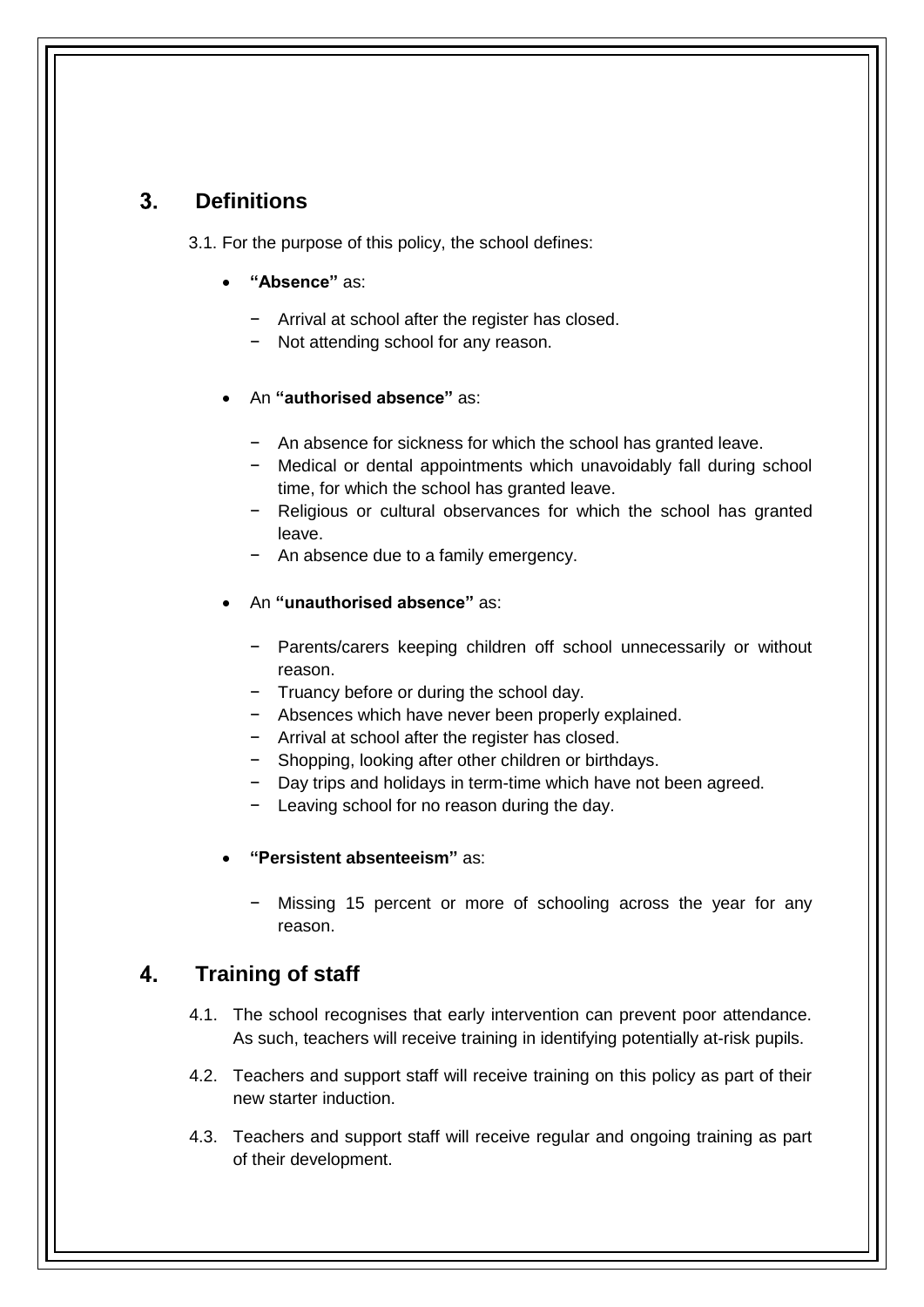## 3. Definitions

3.1. For the purpose of this policy, the school defines:

- **"Absence"** as:
  - Arrival at school after the register has closed.
  - Not attending school for any reason.

- An **"authorised absence"** as:
  - An absence for sickness for which the school has granted leave.
  - Medical or dental appointments which unavoidably fall during school time, for which the school has granted leave.
  - Religious or cultural observances for which the school has granted leave.
  - An absence due to a family emergency.

- An **"unauthorised absence"** as:
  - Parents/carers keeping children off school unnecessarily or without reason.
  - Truancy before or during the school day.
  - Absences which have never been properly explained.
  - Arrival at school after the register has closed.
  - Shopping, looking after other children or birthdays.
  - Day trips and holidays in term-time which have not been agreed.
  - Leaving school for no reason during the day.

- **"Persistent absenteeism"** as:
  - Missing 15 percent or more of schooling across the year for any reason.

## 4. Training of staff

4.1. The school recognises that early intervention can prevent poor attendance. As such, teachers will receive training in identifying potentially at-risk pupils.

4.2. Teachers and support staff will receive training on this policy as part of their new starter induction.

4.3. Teachers and support staff will receive regular and ongoing training as part of their development.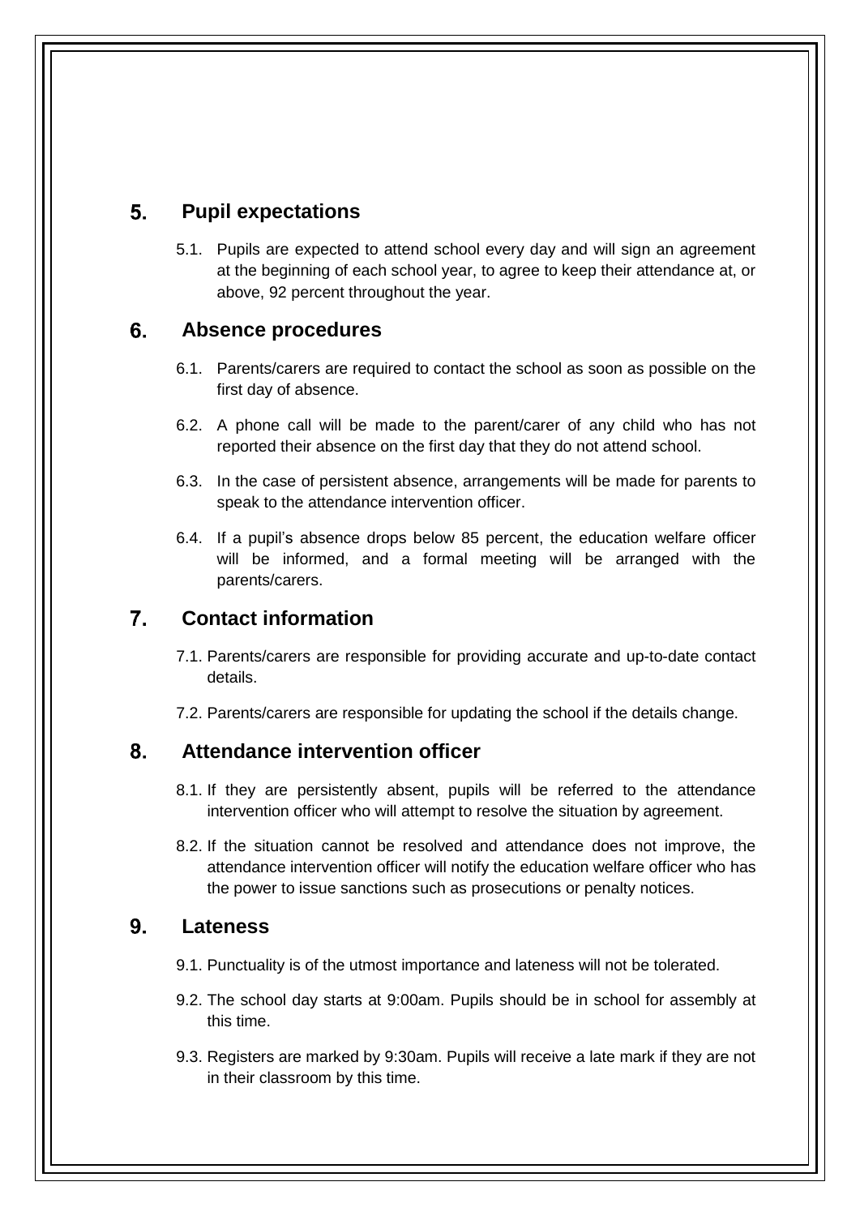## 5. Pupil expectations

5.1. Pupils are expected to attend school every day and will sign an agreement at the beginning of each school year, to agree to keep their attendance at, or above, 92 percent throughout the year.

## 6. Absence procedures

6.1. Parents/carers are required to contact the school as soon as possible on the first day of absence.

6.2. A phone call will be made to the parent/carer of any child who has not reported their absence on the first day that they do not attend school.

6.3. In the case of persistent absence, arrangements will be made for parents to speak to the attendance intervention officer.

6.4. If a pupil's absence drops below 85 percent, the education welfare officer will be informed, and a formal meeting will be arranged with the parents/carers.

## 7. Contact information

7.1. Parents/carers are responsible for providing accurate and up-to-date contact details.

7.2. Parents/carers are responsible for updating the school if the details change.

## 8. Attendance intervention officer

8.1. If they are persistently absent, pupils will be referred to the attendance intervention officer who will attempt to resolve the situation by agreement.

8.2. If the situation cannot be resolved and attendance does not improve, the attendance intervention officer will notify the education welfare officer who has the power to issue sanctions such as prosecutions or penalty notices.

## 9. Lateness

9.1. Punctuality is of the utmost importance and lateness will not be tolerated.

9.2. The school day starts at 9:00am. Pupils should be in school for assembly at this time.

9.3. Registers are marked by 9:30am. Pupils will receive a late mark if they are not in their classroom by this time.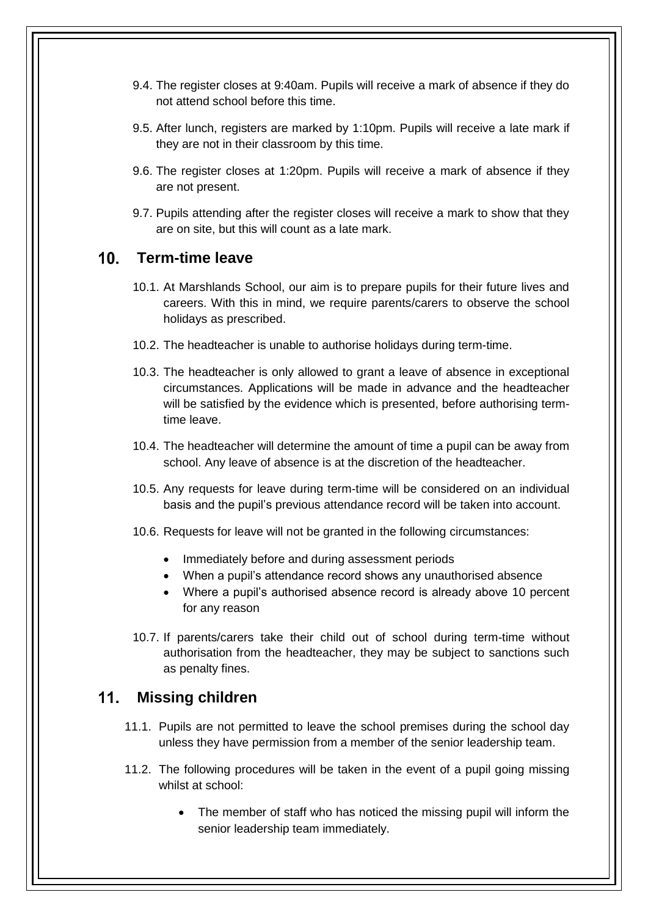9.4. The register closes at 9:40am. Pupils will receive a mark of absence if they do not attend school before this time.

9.5. After lunch, registers are marked by 1:10pm. Pupils will receive a late mark if they are not in their classroom by this time.

9.6. The register closes at 1:20pm. Pupils will receive a mark of absence if they are not present.

9.7. Pupils attending after the register closes will receive a mark to show that they are on site, but this will count as a late mark.

## 10. Term-time leave

10.1. At Marshlands School, our aim is to prepare pupils for their future lives and careers. With this in mind, we require parents/carers to observe the school holidays as prescribed.

10.2. The headteacher is unable to authorise holidays during term-time.

10.3. The headteacher is only allowed to grant a leave of absence in exceptional circumstances. Applications will be made in advance and the headteacher will be satisfied by the evidence which is presented, before authorising term-time leave.

10.4. The headteacher will determine the amount of time a pupil can be away from school. Any leave of absence is at the discretion of the headteacher.

10.5. Any requests for leave during term-time will be considered on an individual basis and the pupil's previous attendance record will be taken into account.

10.6. Requests for leave will not be granted in the following circumstances:

- Immediately before and during assessment periods
- When a pupil's attendance record shows any unauthorised absence
- Where a pupil's authorised absence record is already above 10 percent for any reason

10.7. If parents/carers take their child out of school during term-time without authorisation from the headteacher, they may be subject to sanctions such as penalty fines.

## 11. Missing children

11.1. Pupils are not permitted to leave the school premises during the school day unless they have permission from a member of the senior leadership team.

11.2. The following procedures will be taken in the event of a pupil going missing whilst at school:

- The member of staff who has noticed the missing pupil will inform the senior leadership team immediately.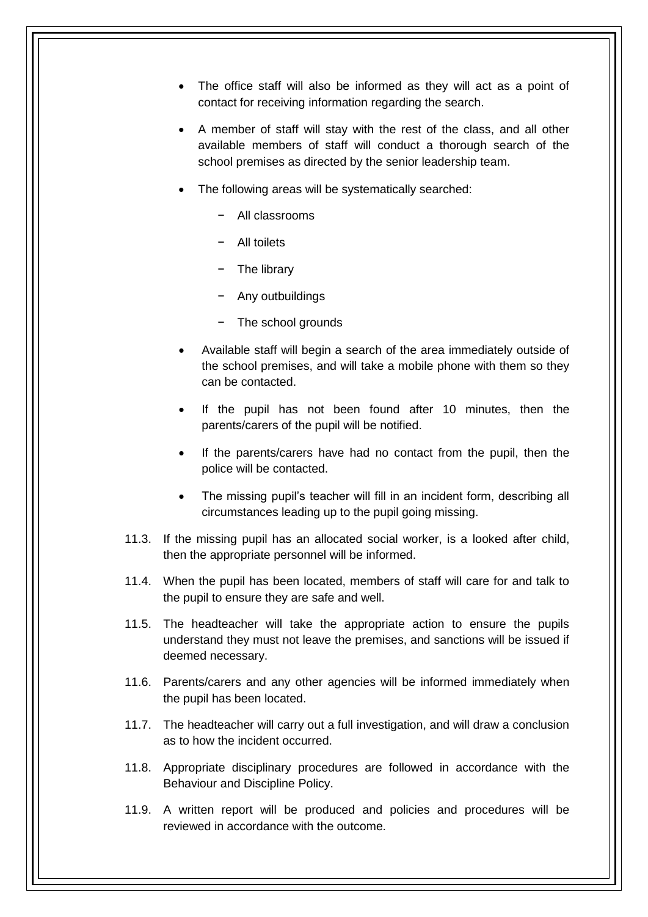- The office staff will also be informed as they will act as a point of contact for receiving information regarding the search.
- A member of staff will stay with the rest of the class, and all other available members of staff will conduct a thorough search of the school premises as directed by the senior leadership team.
- The following areas will be systematically searched:
  - All classrooms
  - All toilets
  - The library
  - Any outbuildings
  - The school grounds
- Available staff will begin a search of the area immediately outside of the school premises, and will take a mobile phone with them so they can be contacted.
- If the pupil has not been found after 10 minutes, then the parents/carers of the pupil will be notified.
- If the parents/carers have had no contact from the pupil, then the police will be contacted.
- The missing pupil's teacher will fill in an incident form, describing all circumstances leading up to the pupil going missing.

11.3. If the missing pupil has an allocated social worker, is a looked after child, then the appropriate personnel will be informed.

11.4. When the pupil has been located, members of staff will care for and talk to the pupil to ensure they are safe and well.

11.5. The headteacher will take the appropriate action to ensure the pupils understand they must not leave the premises, and sanctions will be issued if deemed necessary.

11.6. Parents/carers and any other agencies will be informed immediately when the pupil has been located.

11.7. The headteacher will carry out a full investigation, and will draw a conclusion as to how the incident occurred.

11.8. Appropriate disciplinary procedures are followed in accordance with the Behaviour and Discipline Policy.

11.9. A written report will be produced and policies and procedures will be reviewed in accordance with the outcome.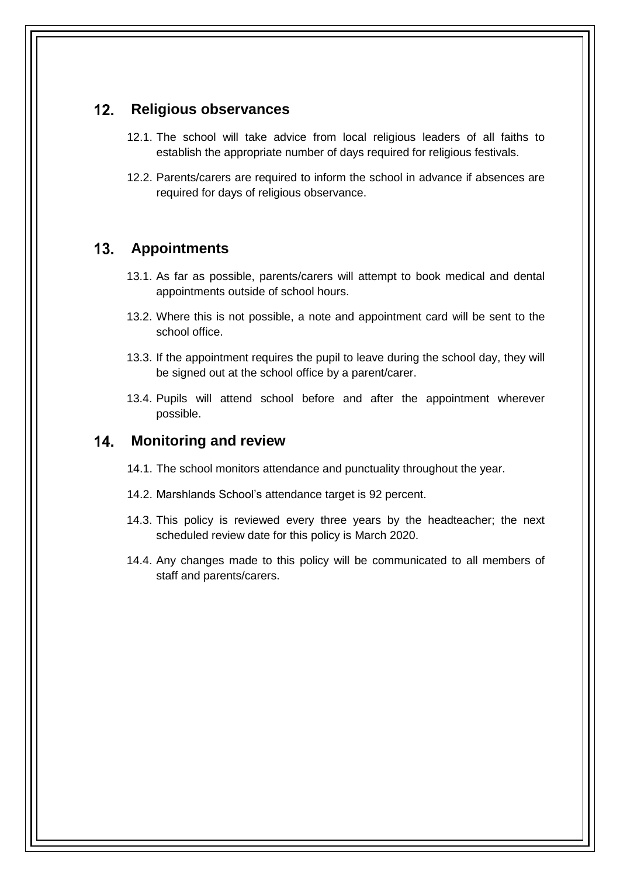## 12. Religious observances

12.1. The school will take advice from local religious leaders of all faiths to establish the appropriate number of days required for religious festivals.

12.2. Parents/carers are required to inform the school in advance if absences are required for days of religious observance.

## 13. Appointments

13.1. As far as possible, parents/carers will attempt to book medical and dental appointments outside of school hours.

13.2. Where this is not possible, a note and appointment card will be sent to the school office.

13.3. If the appointment requires the pupil to leave during the school day, they will be signed out at the school office by a parent/carer.

13.4. Pupils will attend school before and after the appointment wherever possible.

## 14. Monitoring and review

14.1. The school monitors attendance and punctuality throughout the year.

14.2. Marshlands School's attendance target is 92 percent.

14.3. This policy is reviewed every three years by the headteacher; the next scheduled review date for this policy is March 2020.

14.4. Any changes made to this policy will be communicated to all members of staff and parents/carers.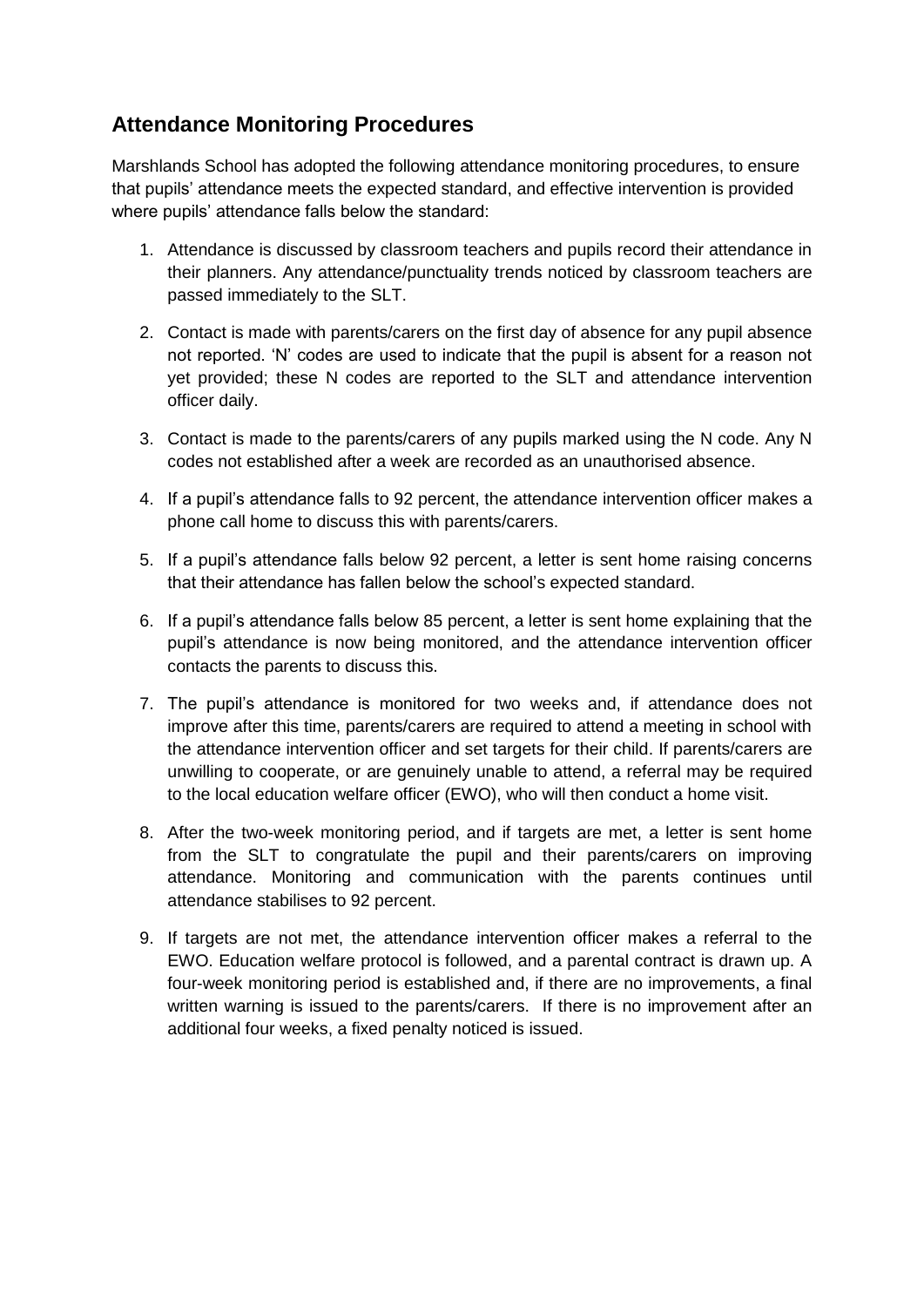## Attendance Monitoring Procedures

Marshlands School has adopted the following attendance monitoring procedures, to ensure that pupils' attendance meets the expected standard, and effective intervention is provided where pupils' attendance falls below the standard:

1. Attendance is discussed by classroom teachers and pupils record their attendance in their planners. Any attendance/punctuality trends noticed by classroom teachers are passed immediately to the SLT.

2. Contact is made with parents/carers on the first day of absence for any pupil absence not reported. 'N' codes are used to indicate that the pupil is absent for a reason not yet provided; these N codes are reported to the SLT and attendance intervention officer daily.

3. Contact is made to the parents/carers of any pupils marked using the N code. Any N codes not established after a week are recorded as an unauthorised absence.

4. If a pupil's attendance falls to 92 percent, the attendance intervention officer makes a phone call home to discuss this with parents/carers.

5. If a pupil's attendance falls below 92 percent, a letter is sent home raising concerns that their attendance has fallen below the school's expected standard.

6. If a pupil's attendance falls below 85 percent, a letter is sent home explaining that the pupil's attendance is now being monitored, and the attendance intervention officer contacts the parents to discuss this.

7. The pupil's attendance is monitored for two weeks and, if attendance does not improve after this time, parents/carers are required to attend a meeting in school with the attendance intervention officer and set targets for their child. If parents/carers are unwilling to cooperate, or are genuinely unable to attend, a referral may be required to the local education welfare officer (EWO), who will then conduct a home visit.

8. After the two-week monitoring period, and if targets are met, a letter is sent home from the SLT to congratulate the pupil and their parents/carers on improving attendance. Monitoring and communication with the parents continues until attendance stabilises to 92 percent.

9. If targets are not met, the attendance intervention officer makes a referral to the EWO. Education welfare protocol is followed, and a parental contract is drawn up. A four-week monitoring period is established and, if there are no improvements, a final written warning is issued to the parents/carers. If there is no improvement after an additional four weeks, a fixed penalty noticed is issued.